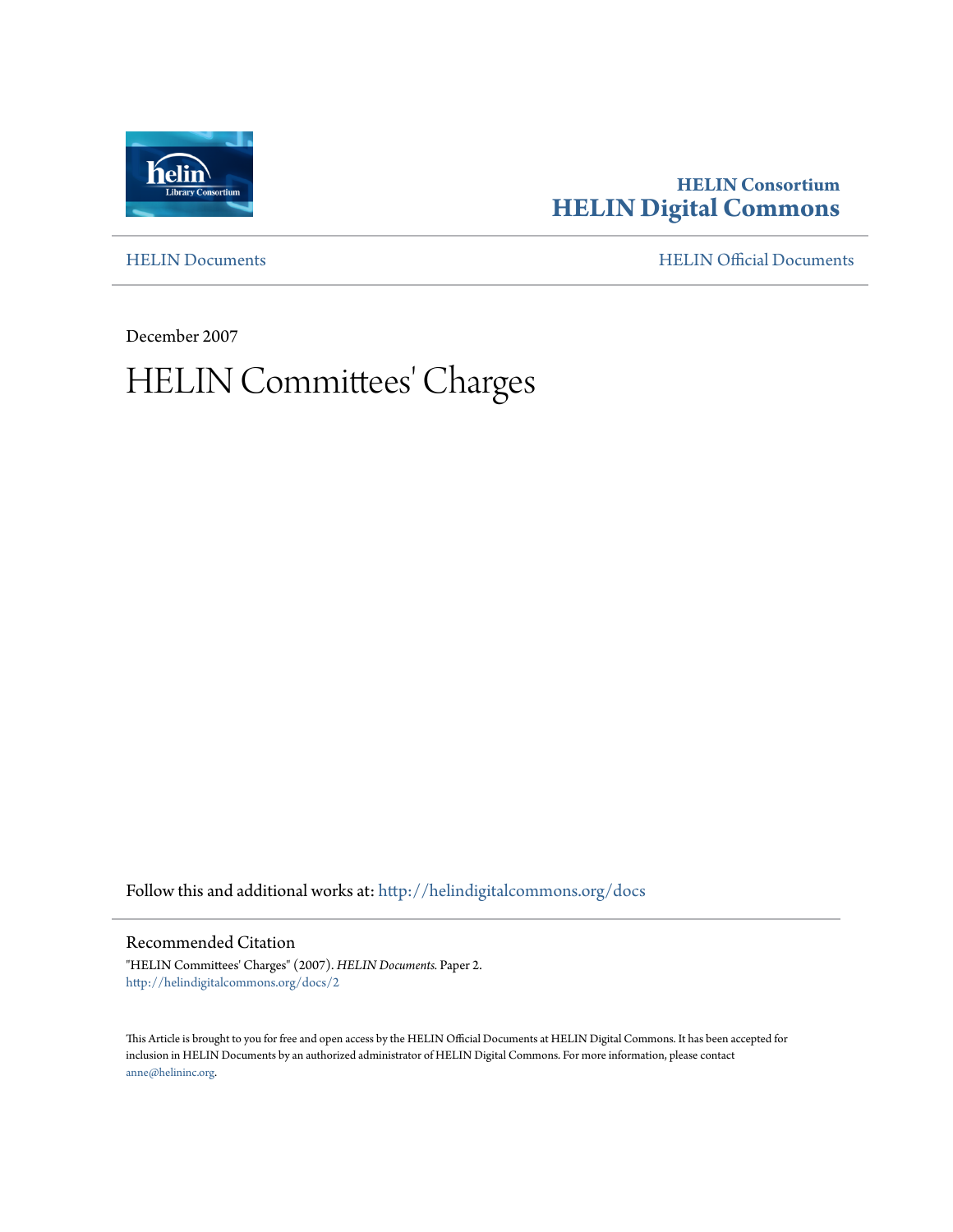**HELIN Consortium**
**HELIN Digital Commons**

HELIN Documents | HELIN Official Documents

December 2007

# HELIN Committees' Charges

Follow this and additional works at: http://helindigitalcommons.org/docs

## Recommended Citation

"HELIN Committees' Charges" (2007). *HELIN Documents*. Paper 2.
http://helindigitalcommons.org/docs/2

This Article is brought to you for free and open access by the HELIN Official Documents at HELIN Digital Commons. It has been accepted for inclusion in HELIN Documents by an authorized administrator of HELIN Digital Commons. For more information, please contact anne@helininc.org.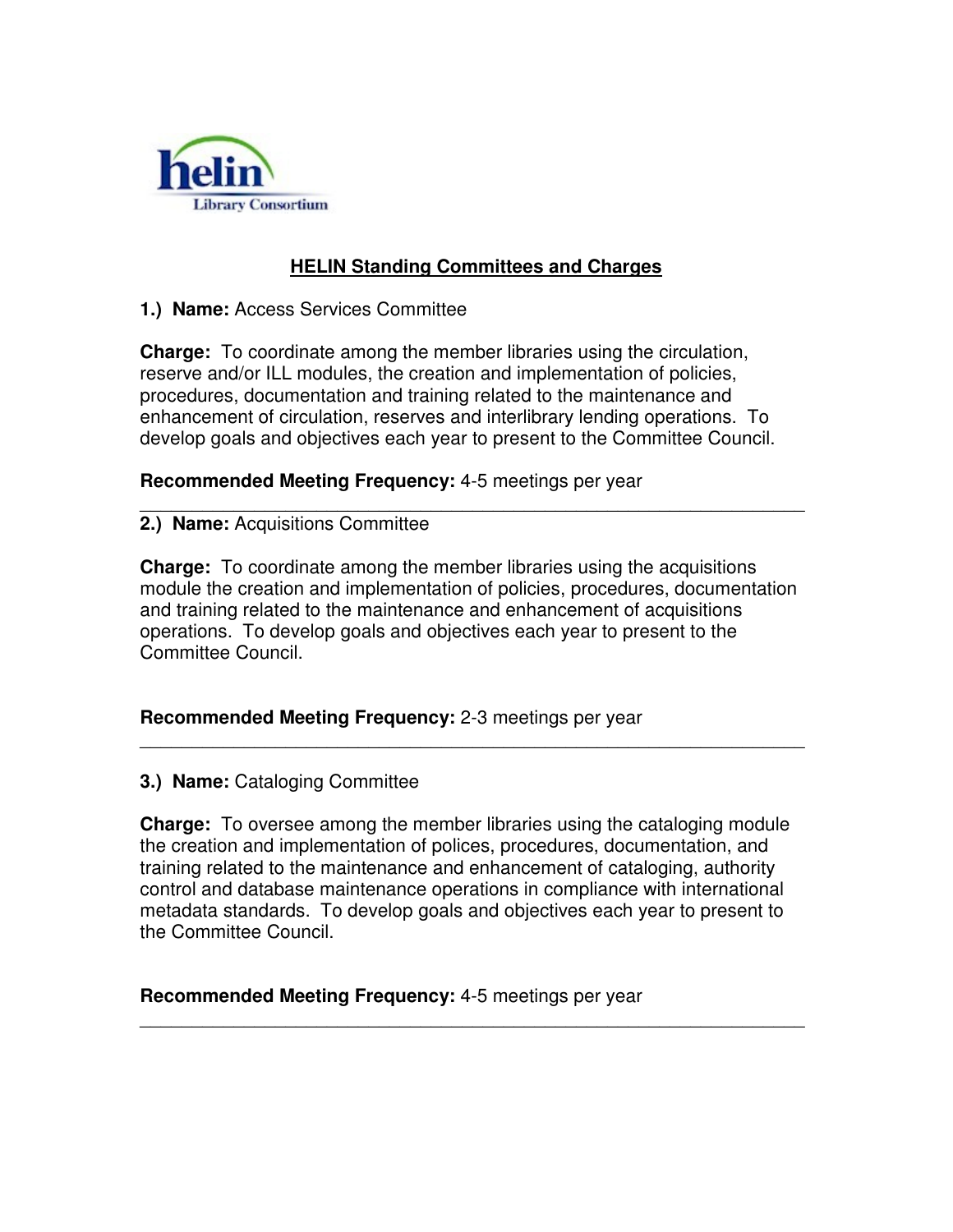## HELIN Standing Committees and Charges

**1.) Name:** Access Services Committee

**Charge:** To coordinate among the member libraries using the circulation, reserve and/or ILL modules, the creation and implementation of policies, procedures, documentation and training related to the maintenance and enhancement of circulation, reserves and interlibrary lending operations. To develop goals and objectives each year to present to the Committee Council.

**Recommended Meeting Frequency:** 4-5 meetings per year

---

**2.) Name:** Acquisitions Committee

**Charge:** To coordinate among the member libraries using the acquisitions module the creation and implementation of policies, procedures, documentation and training related to the maintenance and enhancement of acquisitions operations. To develop goals and objectives each year to present to the Committee Council.

**Recommended Meeting Frequency:** 2-3 meetings per year

---

**3.) Name:** Cataloging Committee

**Charge:** To oversee among the member libraries using the cataloging module the creation and implementation of polices, procedures, documentation, and training related to the maintenance and enhancement of cataloging, authority control and database maintenance operations in compliance with international metadata standards. To develop goals and objectives each year to present to the Committee Council.

**Recommended Meeting Frequency:** 4-5 meetings per year

---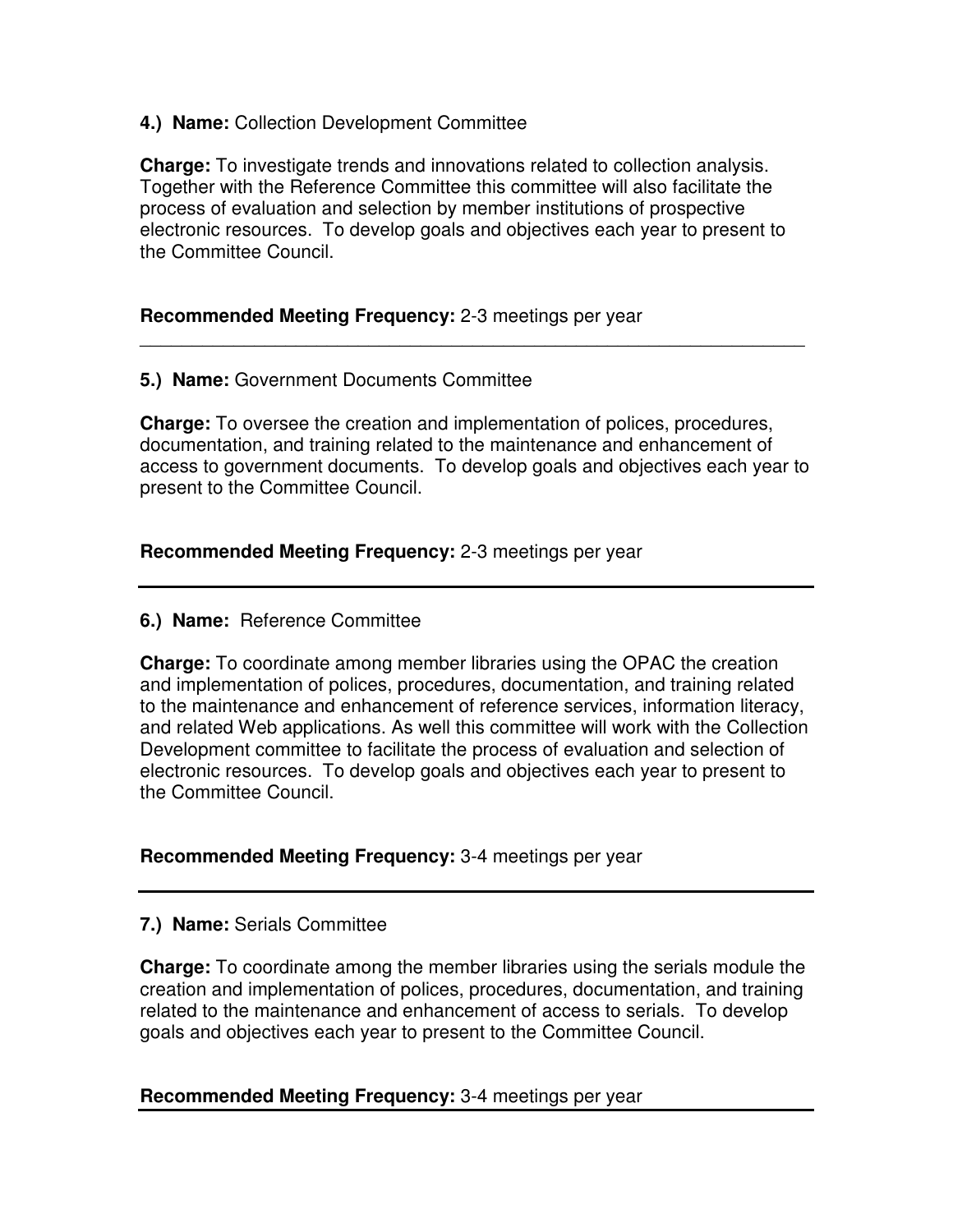**4.) Name:** Collection Development Committee

**Charge:** To investigate trends and innovations related to collection analysis. Together with the Reference Committee this committee will also facilitate the process of evaluation and selection by member institutions of prospective electronic resources. To develop goals and objectives each year to present to the Committee Council.

**Recommended Meeting Frequency:** 2-3 meetings per year

---

**5.) Name:** Government Documents Committee

**Charge:** To oversee the creation and implementation of polices, procedures, documentation, and training related to the maintenance and enhancement of access to government documents. To develop goals and objectives each year to present to the Committee Council.

**Recommended Meeting Frequency:** 2-3 meetings per year

---

**6.) Name:** Reference Committee

**Charge:** To coordinate among member libraries using the OPAC the creation and implementation of polices, procedures, documentation, and training related to the maintenance and enhancement of reference services, information literacy, and related Web applications. As well this committee will work with the Collection Development committee to facilitate the process of evaluation and selection of electronic resources. To develop goals and objectives each year to present to the Committee Council.

**Recommended Meeting Frequency:** 3-4 meetings per year

---

**7.) Name:** Serials Committee

**Charge:** To coordinate among the member libraries using the serials module the creation and implementation of polices, procedures, documentation, and training related to the maintenance and enhancement of access to serials. To develop goals and objectives each year to present to the Committee Council.

**Recommended Meeting Frequency:** 3-4 meetings per year

---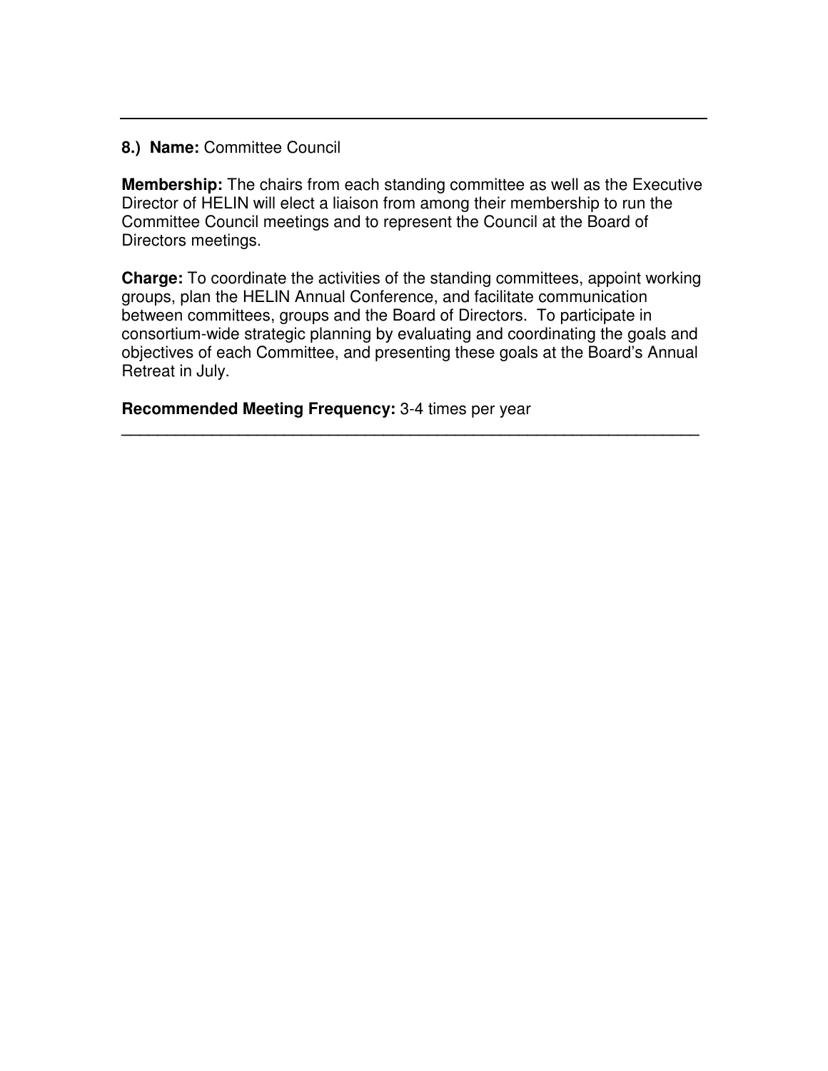---

**8.) Name:** Committee Council

**Membership:** The chairs from each standing committee as well as the Executive Director of HELIN will elect a liaison from among their membership to run the Committee Council meetings and to represent the Council at the Board of Directors meetings.

**Charge:** To coordinate the activities of the standing committees, appoint working groups, plan the HELIN Annual Conference, and facilitate communication between committees, groups and the Board of Directors. To participate in consortium-wide strategic planning by evaluating and coordinating the goals and objectives of each Committee, and presenting these goals at the Board's Annual Retreat in July.

**Recommended Meeting Frequency:** 3-4 times per year

---